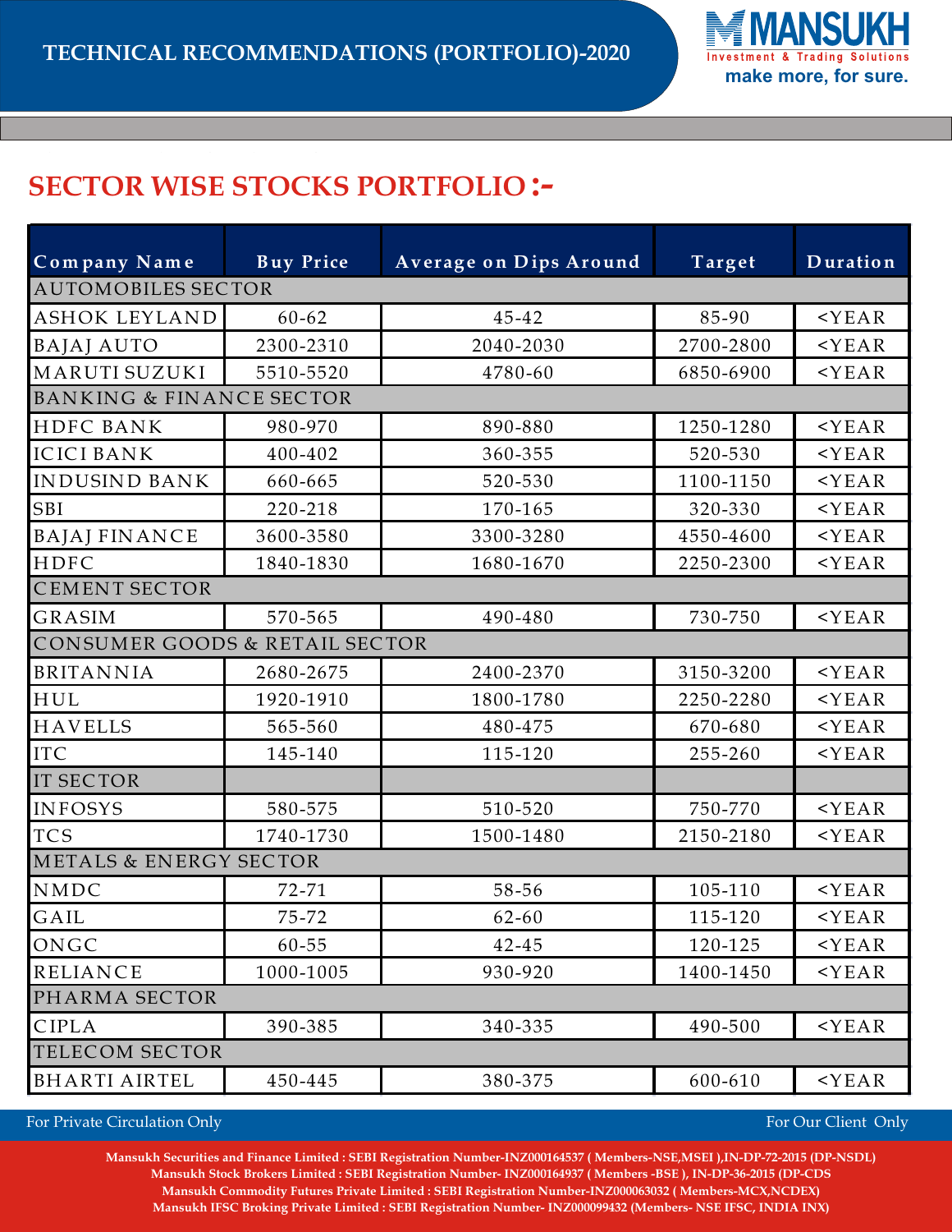# TECHNICAL RECOMMENDATIONS (PORTFOLIO)-2020

MANSUKH
Investment & Trading Solutions
make more, for sure.

## SECTOR WISE STOCKS PORTFOLIO :-

| Company Name | Buy Price | Average on Dips Around | Target | Duration |
|---|---|---|---|---|
| AUTOMOBILES SECTOR | | | | |
| ASHOK LEYLAND | 60-62 | 45-42 | 85-90 | <YEAR |
| BAJAJ AUTO | 2300-2310 | 2040-2030 | 2700-2800 | <YEAR |
| MARUTI SUZUKI | 5510-5520 | 4780-60 | 6850-6900 | <YEAR |
| BANKING & FINANCE SECTOR | | | | |
| HDFC BANK | 980-970 | 890-880 | 1250-1280 | <YEAR |
| ICICI BANK | 400-402 | 360-355 | 520-530 | <YEAR |
| INDUSIND BANK | 660-665 | 520-530 | 1100-1150 | <YEAR |
| SBI | 220-218 | 170-165 | 320-330 | <YEAR |
| BAJAJ FINANCE | 3600-3580 | 3300-3280 | 4550-4600 | <YEAR |
| HDFC | 1840-1830 | 1680-1670 | 2250-2300 | <YEAR |
| CEMENT SECTOR | | | | |
| GRASIM | 570-565 | 490-480 | 730-750 | <YEAR |
| CONSUMER GOODS & RETAIL SECTOR | | | | |
| BRITANNIA | 2680-2675 | 2400-2370 | 3150-3200 | <YEAR |
| HUL | 1920-1910 | 1800-1780 | 2250-2280 | <YEAR |
| HAVELLS | 565-560 | 480-475 | 670-680 | <YEAR |
| ITC | 145-140 | 115-120 | 255-260 | <YEAR |
| IT SECTOR | | | | |
| INFOSYS | 580-575 | 510-520 | 750-770 | <YEAR |
| TCS | 1740-1730 | 1500-1480 | 2150-2180 | <YEAR |
| METALS & ENERGY SECTOR | | | | |
| NMDC | 72-71 | 58-56 | 105-110 | <YEAR |
| GAIL | 75-72 | 62-60 | 115-120 | <YEAR |
| ONGC | 60-55 | 42-45 | 120-125 | <YEAR |
| RELIANCE | 1000-1005 | 930-920 | 1400-1450 | <YEAR |
| PHARMA SECTOR | | | | |
| CIPLA | 390-385 | 340-335 | 490-500 | <YEAR |
| TELECOM SECTOR | | | | |
| BHARTI AIRTEL | 450-445 | 380-375 | 600-610 | <YEAR |

For Private Circulation Only

For Our Client Only

**Mansukh Securities and Finance Limited : SEBI Registration Number-INZ000164537 ( Members-NSE,MSEI ),IN-DP-72-2015 (DP-NSDL)**
**Mansukh Stock Brokers Limited : SEBI Registration Number- INZ000164937 ( Members -BSE ), IN-DP-36-2015 (DP-CDS**
**Mansukh Commodity Futures Private Limited : SEBI Registration Number-INZ000063032 ( Members-MCX,NCDEX)**
**Mansukh IFSC Broking Private Limited : SEBI Registration Number- INZ000099432 (Members- NSE IFSC, INDIA INX)**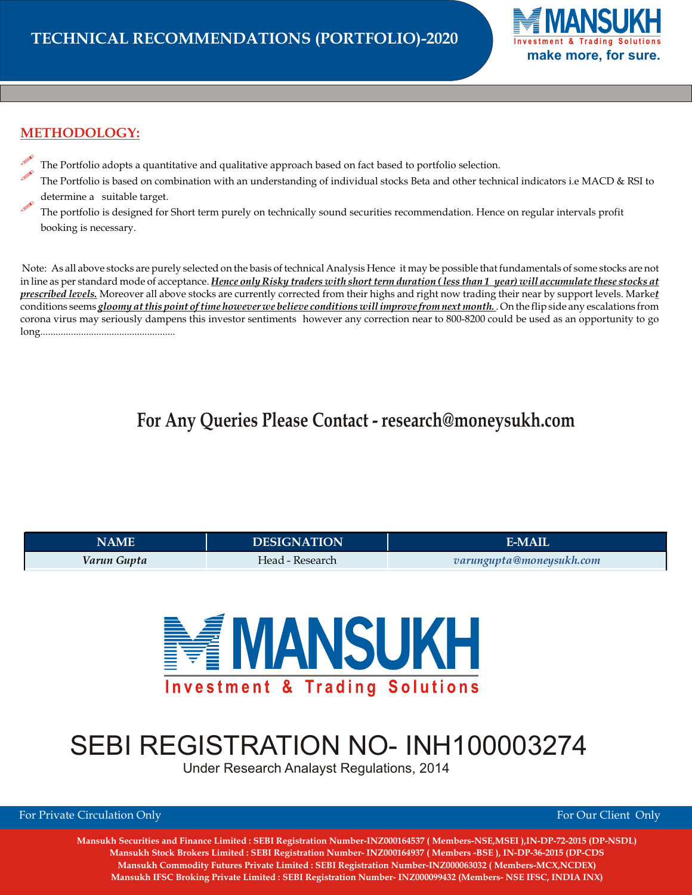# TECHNICAL RECOMMENDATIONS (PORTFOLIO)-2020

MANSUKH Investment & Trading Solutions
make more, for sure.

## METHODOLOGY:

- The Portfolio adopts a quantitative and qualitative approach based on fact based to portfolio selection.
- The Portfolio is based on combination with an understanding of individual stocks Beta and other technical indicators i.e MACD & RSI to determine a suitable target.
- The portfolio is designed for Short term purely on technically sound securities recommendation. Hence on regular intervals profit booking is necessary.

Note: As all above stocks are purely selected on the basis of technical Analysis Hence it may be possible that fundamentals of some stocks are not in line as per standard mode of acceptance. ***Hence only Risky traders with short term duration ( less than 1 year) will accumulate these stocks at prescribed levels.*** Moreover all above stocks are currently corrected from their highs and right now trading their near by support levels. Market conditions seems ***gloomy at this point of time however we believe conditions will improve from next month.*** . On the flip side any escalations from corona virus may seriously dampens this investor sentiments however any correction near to 800-8200 could be used as an opportunity to go long......................................................

## For Any Queries Please Contact - research@moneysukh.com

| NAME | DESIGNATION | E-MAIL |
|---|---|---|
| *Varun Gupta* | Head - Research | *varungupta@moneysukh.com* |

MANSUKH
Investment & Trading Solutions

SEBI REGISTRATION NO- INH100003274
Under Research Analayst Regulations, 2014

For Private Circulation Only | For Our Client Only

Mansukh Securities and Finance Limited : SEBI Registration Number-INZ000164537 ( Members-NSE,MSEI ),IN-DP-72-2015 (DP-NSDL)
Mansukh Stock Brokers Limited : SEBI Registration Number- INZ000164937 ( Members -BSE ), IN-DP-36-2015 (DP-CDS
Mansukh Commodity Futures Private Limited : SEBI Registration Number-INZ000063032 ( Members-MCX,NCDEX)
Mansukh IFSC Broking Private Limited : SEBI Registration Number- INZ000099432 (Members- NSE IFSC, INDIA INX)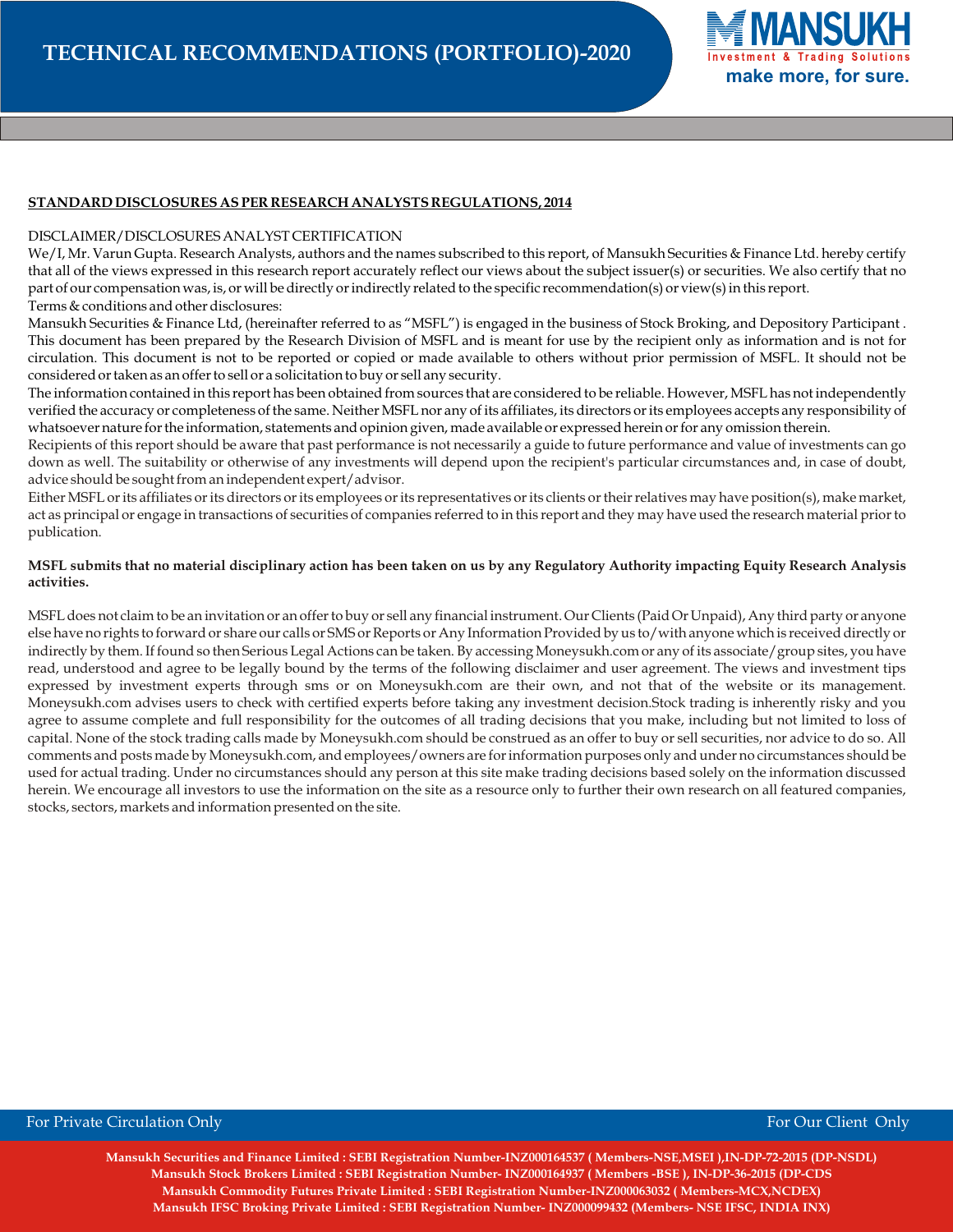# TECHNICAL RECOMMENDATIONS (PORTFOLIO)-2020

**MANSUKH**
Investment & Trading Solutions
make more, for sure.

**STANDARD DISCLOSURES AS PER RESEARCH ANALYSTS REGULATIONS, 2014**

DISCLAIMER/DISCLOSURES ANALYST CERTIFICATION

We/I, Mr. Varun Gupta. Research Analysts, authors and the names subscribed to this report, of Mansukh Securities & Finance Ltd. hereby certify that all of the views expressed in this research report accurately reflect our views about the subject issuer(s) or securities. We also certify that no part of our compensation was, is, or will be directly or indirectly related to the specific recommendation(s) or view(s) in this report.

Terms & conditions and other disclosures:

Mansukh Securities & Finance Ltd, (hereinafter referred to as "MSFL") is engaged in the business of Stock Broking, and Depository Participant . This document has been prepared by the Research Division of MSFL and is meant for use by the recipient only as information and is not for circulation. This document is not to be reported or copied or made available to others without prior permission of MSFL. It should not be considered or taken as an offer to sell or a solicitation to buy or sell any security.

The information contained in this report has been obtained from sources that are considered to be reliable. However, MSFL has not independently verified the accuracy or completeness of the same. Neither MSFL nor any of its affiliates, its directors or its employees accepts any responsibility of whatsoever nature for the information, statements and opinion given, made available or expressed herein or for any omission therein.

Recipients of this report should be aware that past performance is not necessarily a guide to future performance and value of investments can go down as well. The suitability or otherwise of any investments will depend upon the recipient's particular circumstances and, in case of doubt, advice should be sought from an independent expert/advisor.

Either MSFL or its affiliates or its directors or its employees or its representatives or its clients or their relatives may have position(s), make market, act as principal or engage in transactions of securities of companies referred to in this report and they may have used the research material prior to publication.

**MSFL submits that no material disciplinary action has been taken on us by any Regulatory Authority impacting Equity Research Analysis activities.**

MSFL does not claim to be an invitation or an offer to buy or sell any financial instrument. Our Clients (Paid Or Unpaid), Any third party or anyone else have no rights to forward or share our calls or SMS or Reports or Any Information Provided by us to/with anyone which is received directly or indirectly by them. If found so then Serious Legal Actions can be taken. By accessing Moneysukh.com or any of its associate/group sites, you have read, understood and agree to be legally bound by the terms of the following disclaimer and user agreement. The views and investment tips expressed by investment experts through sms or on Moneysukh.com are their own, and not that of the website or its management. Moneysukh.com advises users to check with certified experts before taking any investment decision.Stock trading is inherently risky and you agree to assume complete and full responsibility for the outcomes of all trading decisions that you make, including but not limited to loss of capital. None of the stock trading calls made by Moneysukh.com should be construed as an offer to buy or sell securities, nor advice to do so. All comments and posts made by Moneysukh.com, and employees/owners are for information purposes only and under no circumstances should be used for actual trading. Under no circumstances should any person at this site make trading decisions based solely on the information discussed herein. We encourage all investors to use the information on the site as a resource only to further their own research on all featured companies, stocks, sectors, markets and information presented on the site.

For Private Circulation Only | For Our Client Only

**Mansukh Securities and Finance Limited : SEBI Registration Number-INZ000164537 ( Members-NSE,MSEI ),IN-DP-72-2015 (DP-NSDL)**
**Mansukh Stock Brokers Limited : SEBI Registration Number- INZ000164937 ( Members -BSE ), IN-DP-36-2015 (DP-CDS**
**Mansukh Commodity Futures Private Limited : SEBI Registration Number-INZ000063032 ( Members-MCX,NCDEX)**
**Mansukh IFSC Broking Private Limited : SEBI Registration Number- INZ000099432 (Members- NSE IFSC, INDIA INX)**